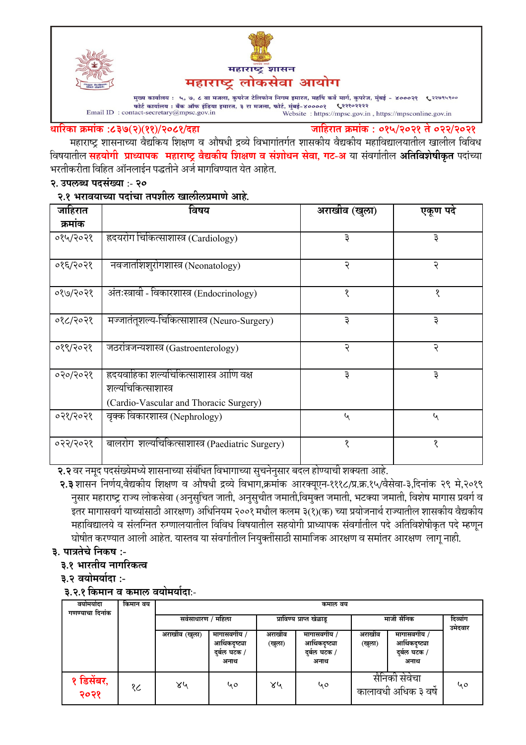महाराष्ट्र शासन

# महाराष्ट्र लोकसेवा आयोग

मुख्य कार्यालय : ५, ७, ८ वा मजला, कुपरेज टेलिफोन निगम इमारत, महर्षि कर्वे मार्ग, कुपरेज, मुंबई - ४०००२१ ☎२२७९५९००
फोर्ट कार्यालय : बँक ऑफ इंडिया इमारत, ३ रा मजला, फोर्ट, मुंबई-४००००१ ☎२२१०२२२२
Email ID : contact-secretary@mpsc.gov.in
Website : https://mpsc.gov.in , https://mpsconline.gov.in

**धारिका क्रमांक :८३७(२)(११)/२०८१/दहा** **जाहिरात क्रमांक : ०१५/२०२१ ते ०२२/२०२१**

महाराष्ट्र शासनाच्या वैद्यकिय शिक्षण व औषधी द्रव्ये विभागांतर्गत शासकीय वैद्यकीय महाविद्यालयातील खालील विविध विषयातील **सहयोगी प्राध्यापक महाराष्ट्र वैद्यकीय शिक्षण व संशोधन सेवा, गट-अ** या संवर्गातील **अतिविशेषीकृत** पदांच्या भरतीकरीता विहित ऑनलाईन पद्धतीने अर्ज मागविण्यात येत आहेत.

**२. उपलब्ध पदसंख्या :- २०**

**२.१ भरावयाच्या पदांचा तपशील खालीलप्रमाणे आहे.**

| जाहिरात क्रमांक | विषय | अराखीव (खुला) | एकूण पदे |
|---|---|---|---|
| ०१५/२०२१ | हृदयरोग चिकित्साशास्त्र (Cardiology) | ३ | ३ |
| ०१६/२०२१ | नवजातशिशुरोगशास्त्र (Neonatology) | २ | २ |
| ०१७/२०२१ | अंतःस्त्रावी - विकारशास्त्र (Endocrinology) | १ | १ |
| ०१८/२०२१ | मज्जातंतूशल्य-चिकित्साशास्त्र (Neuro-Surgery) | ३ | ३ |
| ०१९/२०२१ | जठरांत्रजन्यशास्त्र (Gastroenterology) | २ | २ |
| ०२०/२०२१ | हृदयवाहिका शल्यचिकित्साशास्त्र आणि वक्ष शल्यचिकित्साशास्त्र (Cardio-Vascular and Thoracic Surgery) | ३ | ३ |
| ०२१/२०२१ | वृक्क विकारशास्त्र (Nephrology) | ५ | ५ |
| ०२२/२०२१ | बालरोग शल्यचिकित्साशास्त्र (Paediatric Surgery) | १ | १ |

**२.२** वर नमूद पदसंख्येमध्ये शासनाच्या संबंधित विभागाच्या सुचनेनुसार बदल होण्याची शक्यता आहे.

**२.३** शासन निर्णय,वैद्यकीय शिक्षण व औषधी द्रव्ये विभाग,क्रमांक आरक्यूएन-१११८/प्र.क्र.१५/वैसेवा-३,दिनांक २९ मे,२०१९ नुसार महाराष्ट्र राज्य लोकसेवा (अनुसुचित जाती, अनुसुचीत जमाती,विमुक्त जमाती, भटक्या जमाती, विशेष मागास प्रवर्ग व इतर मागासवर्ग याच्यांसाठी आरक्षण) अधिनियम २००१ मधील कलम ३(१)(क) च्या प्रयोजनार्थ राज्यातील शासकीय वैद्यकीय महाविद्यालये व संलग्नित रुग्णालयातील विविध विषयातील सहयोगी प्राध्यापक संवर्गातील पदे अतिविशेषीकृत पदे म्हणून घोषीत करण्यात आली आहेत. यास्तव या संवर्गातील नियुक्तींसाठी सामाजिक आरक्षण व समांतर आरक्षण लागू नाही.

## ३. पात्रतेचे निकष :-

### ३.१ भारतीय नागरिकत्व

### ३.२ वयोमर्यादा :-

#### ३.२.१ किमान व कमाल वयोमर्यादा:-

| वयोमर्यादा गणण्याचा दिनांक | किमान वय | कमाल वय | | | | | | |
|---|---|---|---|---|---|---|---|---|
| | | सर्वसाधारण / महिला | | प्राविण्य प्राप्त खेळाडू | | माजी सैनिक | | दिव्यांग उमेदवार |
| | | अराखीव (खुला) | मागासवर्गीय / आर्थिकदृष्ट्या दुर्बल घटक / अनाथ | अराखीव (खुला) | मागासवर्गीय / आर्थिकदृष्ट्या दुर्बल घटक / अनाथ | अराखीव (खुला) | मागासवर्गीय / आर्थिकदृष्ट्या दुर्बल घटक / अनाथ | |
| **१ डिसेंबर, २०२१** | १८ | ४५ | ५० | ४५ | ५० | सैनिकी सेवेचा कालावधी अधिक ३ वर्षे | | ५० |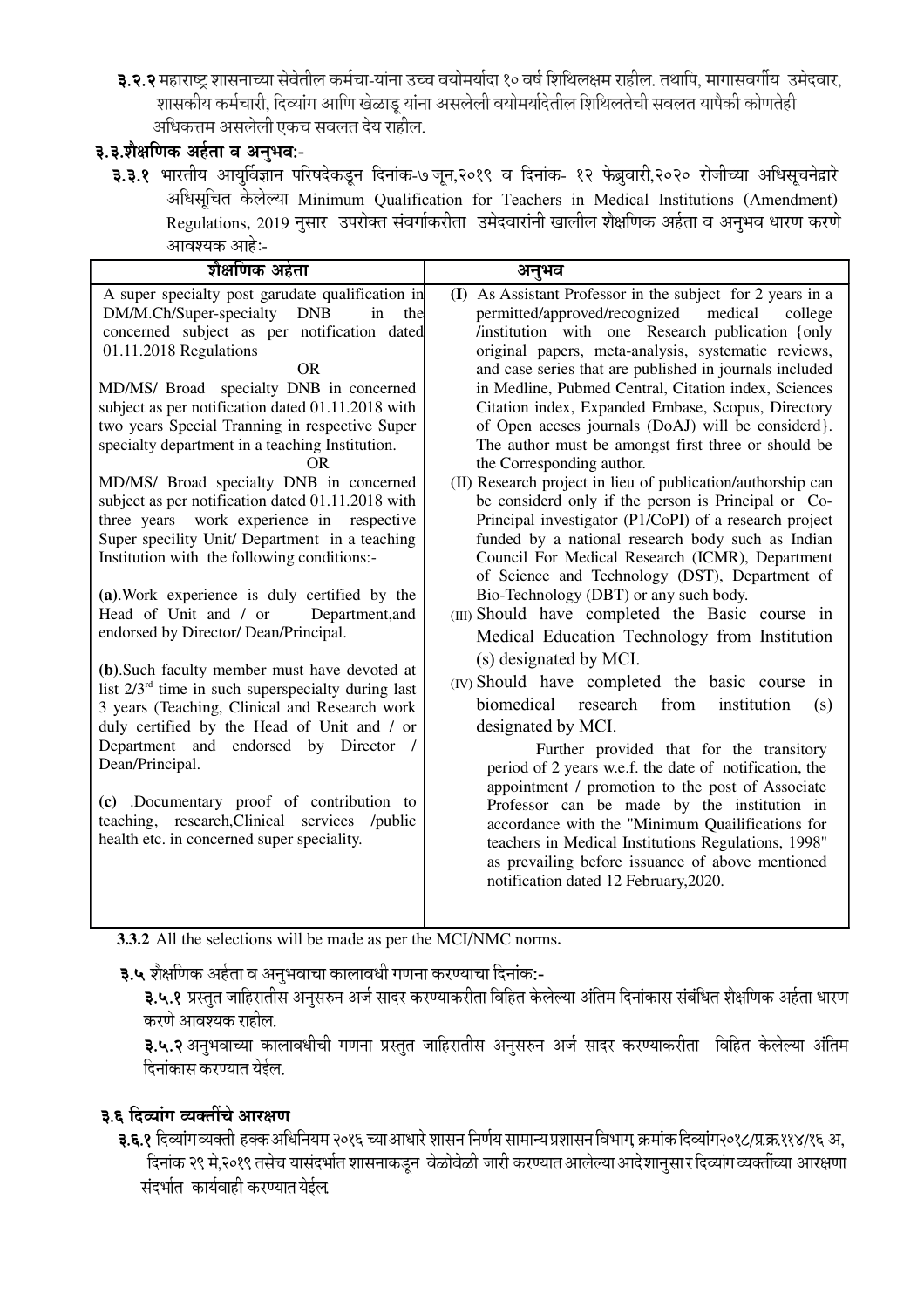**३.२.२** महाराष्ट्र शासनाच्या सेवेतील कर्मचा-यांना उच्च वयोमर्यादा १० वर्ष शिथिलक्षम राहील. तथापि, मागासवर्गीय उमेदवार, शासकीय कर्मचारी, दिव्यांग आणि खेळाडू यांना असलेली वयोमर्यादेतील शिथिलतेची सवलत यापैकी कोणतेही अधिकत्तम असलेली एकच सवलत देय राहील.

## ३.३.शैक्षणिक अर्हता व अनुभव:-

**३.३.१** भारतीय आयुर्विज्ञान परिषदेकडून दिनांक-७ जून,२०१९ व दिनांक- १२ फेब्रुवारी,२०२० रोजीच्या अधिसूचनेद्वारे अधिसूचित केलेल्या Minimum Qualification for Teachers in Medical Institutions (Amendment) Regulations, 2019 नुसार उपरोक्त संवर्गाकरीता उमेदवारांनी खालील शैक्षणिक अर्हता व अनुभव धारण करणे आवश्यक आहे:-

| शैक्षणिक अर्हता | अनुभव |
|---|---|
| A super specialty post garudate qualification in DM/M.Ch/Super-specialty DNB in the concerned subject as per notification dated 01.11.2018 Regulations<br>OR<br>MD/MS/ Broad specialty DNB in concerned subject as per notification dated 01.11.2018 with two years Special Tranning in respective Super specialty department in a teaching Institution.<br>OR<br>MD/MS/ Broad specialty DNB in concerned subject as per notification dated 01.11.2018 with three years work experience in respective Super speciality Unit/ Department in a teaching Institution with the following conditions:-<br>**(a)**.Work experience is duly certified by the Head of Unit and / or Department,and endorsed by Director/ Dean/Principal.<br>**(b)**.Such faculty member must have devoted at list 2/3rd time in such superspecialty during last 3 years (Teaching, Clinical and Research work duly certified by the Head of Unit and / or Department and endorsed by Director / Dean/Principal.<br>**(c)** .Documentary proof of contribution to teaching, research,Clinical services /public health etc. in concerned super speciality. | **(I)** As Assistant Professor in the subject for 2 years in a permitted/approved/recognized medical college /institution with one Research publication {only original papers, meta-analysis, systematic reviews, and case series that are published in journals included in Medline, Pubmed Central, Citation index, Sciences Citation index, Expanded Embase, Scopus, Directory of Open accses journals (DoAJ) will be considerd}. The author must be amongst first three or should be the Corresponding author.<br>(II) Research project in lieu of publication/authorship can be considerd only if the person is Principal or Co-Principal investigator (P1/CoPI) of a research project funded by a national research body such as Indian Council For Medical Research (ICMR), Department of Science and Technology (DST), Department of Bio-Technology (DBT) or any such body.<br>(III) Should have completed the Basic course in Medical Education Technology from Institution (s) designated by MCI.<br>(IV) Should have completed the basic course in biomedical research from institution (s) designated by MCI.<br>Further provided that for the transitory period of 2 years w.e.f. the date of notification, the appointment / promotion to the post of Associate Professor can be made by the institution in accordance with the "Minimum Quailifications for teachers in Medical Institutions Regulations, 1998" as prevailing before issuance of above mentioned notification dated 12 February,2020. |

**3.3.2** All the selections will be made as per the MCI/NMC norms.

**३.५** शैक्षणिक अर्हता व अनुभवाचा कालावधी गणना करण्याचा दिनांक:-

**३.५.१** प्रस्तुत जाहिरातीस अनुसरुन अर्ज सादर करण्याकरीता विहित केलेल्या अंतिम दिनांकास संबंधित शैक्षणिक अर्हता धारण करणे आवश्यक राहील.

**३.५.२** अनुभवाच्या कालावधीची गणना प्रस्तुत जाहिरातीस अनुसरुन अर्ज सादर करण्याकरीता विहित केलेल्या अंतिम दिनांकास करण्यात येईल.

## ३.६ दिव्यांग व्यक्तींचे आरक्षण

**३.६.१** दिव्यांग व्यक्ती हक्क अधिनियम २०१६ च्या आधारे शासन निर्णय सामान्य प्रशासन विभाग, क्रमांक दिव्यांग२०१८/प्र.क्र.११४/१६ अ, दिनांक २९ मे,२०१९ तसेच यासंदर्भात शासनाकडून वेळोवेळी जारी करण्यात आलेल्या आदेशानुसार दिव्यांग व्यक्तींच्या आरक्षणा संदर्भात कार्यवाही करण्यात येईल.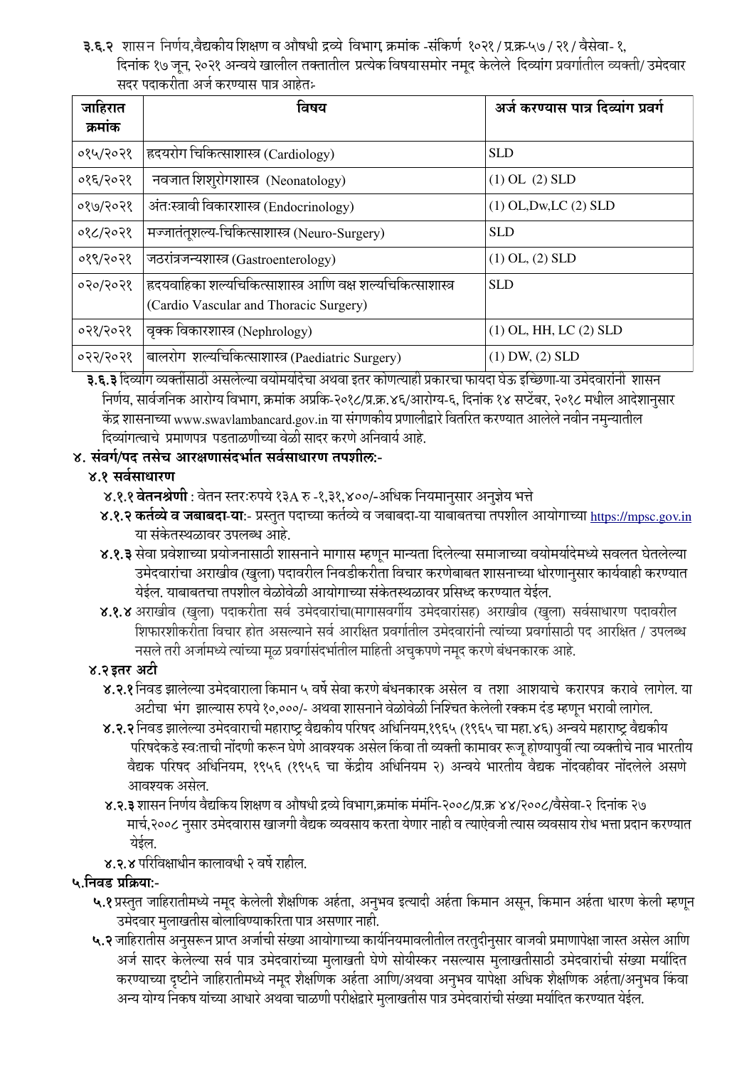**३.६.२** शासन निर्णय,वैद्यकीय शिक्षण व औषधी द्रव्ये विभाग, क्रमांक -संकिर्ण १०२१ / प्र.क्र-५७ / २१ / वैसेवा- १, दिनांक १७ जून, २०२१ अन्वये खालील तक्तातील प्रत्येक विषयासमोर नमूद केलेले दिव्यांग प्रवर्गातील व्यक्ती/ उमेदवार सदर पदाकरीता अर्ज करण्यास पात्र आहेत:-

| जाहिरात क्रमांक | विषय | अर्ज करण्यास पात्र दिव्यांग प्रवर्ग |
|---|---|---|
| ०१५/२०२१ | हृदयरोग चिकित्साशास्त्र (Cardiology) | SLD |
| ०१६/२०२१ | नवजात शिशुरोगशास्त्र (Neonatology) | (1) OL (2) SLD |
| ०१७/२०२१ | अंत:स्त्रावी विकारशास्त्र (Endocrinology) | (1) OL,Dw,LC (2) SLD |
| ०१८/२०२१ | मज्जातंतूशल्य-चिकित्साशास्त्र (Neuro-Surgery) | SLD |
| ०१९/२०२१ | जठरांत्रजन्यशास्त्र (Gastroenterology) | (1) OL, (2) SLD |
| ०२०/२०२१ | हृदयवाहिका शल्यचिकित्साशास्त्र आणि वक्ष शल्यचिकित्साशास्त्र (Cardio Vascular and Thoracic Surgery) | SLD |
| ०२१/२०२१ | वृक्क विकारशास्त्र (Nephrology) | (1) OL, HH, LC (2) SLD |
| ०२२/२०२१ | बालरोग शल्यचिकित्साशास्त्र (Paediatric Surgery) | (1) DW, (2) SLD |

**३.६.३** दिव्यांग व्यक्तींसाठी असलेल्या वयोमर्यादेचा अथवा इतर कोणत्याही प्रकारचा फायदा घेऊ इच्छिणा-या उमेदवारांनी शासन निर्णय, सार्वजनिक आरोग्य विभाग, क्रमांक अप्रकि-२०१८/प्र.क्र.४६/आरोग्य-६, दिनांक १४ सप्टेंबर, २०१८ मधील आदेशानुसार केंद्र शासनाच्या www.swavlambancard.gov.in या संगणकीय प्रणालीद्वारे वितरित करण्यात आलेले नवीन नमुन्यातील दिव्यांगत्वाचे प्रमाणपत्र पडताळणीच्या वेळी सादर करणे अनिवार्य आहे.

## ४. संवर्ग/पद तसेच आरक्षणासंदर्भात सर्वसाधारण तपशील:-

### ४.१ सर्वसाधारण

**४.१.१ वेतनश्रेणी** : वेतन स्तर:रुपये १३A रु -१,३१,४००/-अधिक नियमानुसार अनुज्ञेय भत्ते

**४.१.२ कर्तव्ये व जबाबदा-या**:- प्रस्तुत पदाच्या कर्तव्ये व जबाबदा-या याबाबतचा तपशील आयोगाच्या https://mpsc.gov.in या संकेतस्थळावर उपलब्ध आहे.

**४.१.३** सेवा प्रवेशाच्या प्रयोजनासाठी शासनाने मागास म्हणून मान्यता दिलेल्या समाजाच्या वयोमर्यादेमध्ये सवलत घेतलेल्या उमेदवारांचा अराखीव (खुला) पदावरील निवडीकरीता विचार करणेबाबत शासनाच्या धोरणानुसार कार्यवाही करण्यात येईल. याबाबतचा तपशील वेळोवेळी आयोगाच्या संकेतस्थळावर प्रसिध्द करण्यात येईल.

**४.१.४** अराखीव (खुला) पदाकरीता सर्व उमेदवारांचा(मागासवर्गीय उमेदवारांसह) अराखीव (खुला) सर्वसाधारण पदावरील शिफारशीकरीता विचार होत असल्याने सर्व आरक्षित प्रवर्गातील उमेदवारांनी त्यांच्या प्रवर्गासाठी पद आरक्षित / उपलब्ध नसले तरी अर्जामध्ये त्यांच्या मूळ प्रवर्गासंदर्भातील माहिती अचुकपणे नमूद करणे बंधनकारक आहे.

### ४.२ इतर अटी

**४.२.१** निवड झालेल्या उमेदवाराला किमान ५ वर्षे सेवा करणे बंधनकारक असेल व तशा आशयाचे करारपत्र करावे लागेल. या अटीचा भंग झाल्यास रुपये १०,०००/- अथवा शासनाने वेळोवेळी निश्चित केलेली रक्कम दंड म्हणून भरावी लागेल.

**४.२.२** निवड झालेल्या उमेदवाराची महाराष्ट्र वैद्यकीय परिषद अधिनियम,१९६५ (१९६५ चा महा.४६) अन्वये महाराष्ट्र वैद्यकीय परिषदेकडे स्वत:ची नोंदणी करून घेणे आवश्यक असेल किंवा ती व्यक्ती कामावर रूजू होण्यापुर्वी त्या व्यक्तीचे नाव भारतीय वैद्यक परिषद अधिनियम, १९५६ (१९५६ चा केंद्रीय अधिनियम २) अन्वये भारतीय वैद्यक नोंदवहीवर नोंदलेले असणे आवश्यक असेल.

**४.२.३** शासन निर्णय वैद्यकिय शिक्षण व औषधी द्रव्ये विभाग,क्रमांक मंमंनि-२००८/प्र.क्र ४४/२००८/वैसेवा-२ दिनांक २७ मार्च,२००८ नुसार उमेदवारास खाजगी वैद्यक व्यवसाय करता येणार नाही व त्याऐवजी त्यास व्यवसाय रोध भत्ता प्रदान करण्यात येईल.

**४.२.४** परिविक्षाधीन कालावधी २ वर्षे राहील.

## ५.निवड प्रक्रिया:-

**५.१** प्रस्तुत जाहिरातीमध्ये नमूद केलेली शैक्षणिक अर्हता, अनुभव इत्यादी अर्हता किमान असून, किमान अर्हता धारण केली म्हणून उमेदवार मुलाखतीस बोलाविण्याकरिता पात्र असणार नाही.

**५.२** जाहिरातीस अनुसरून प्राप्त अर्जाची संख्या आयोगाच्या कार्यनियमावलीतील तरतुदीनुसार वाजवी प्रमाणापेक्षा जास्त असेल आणि अर्ज सादर केलेल्या सर्व पात्र उमेदवारांच्या मुलाखती घेणे सोयीस्कर नसल्यास मुलाखतीसाठी उमेदवारांची संख्या मर्यादित करण्याच्या दृष्टीने जाहिरातीमध्ये नमूद शैक्षणिक अर्हता आणि/अथवा अनुभव यापेक्षा अधिक शैक्षणिक अर्हता/अनुभव किंवा अन्य योग्य निकष यांच्या आधारे अथवा चाळणी परीक्षेद्वारे मुलाखतीस पात्र उमेदवारांची संख्या मर्यादित करण्यात येईल.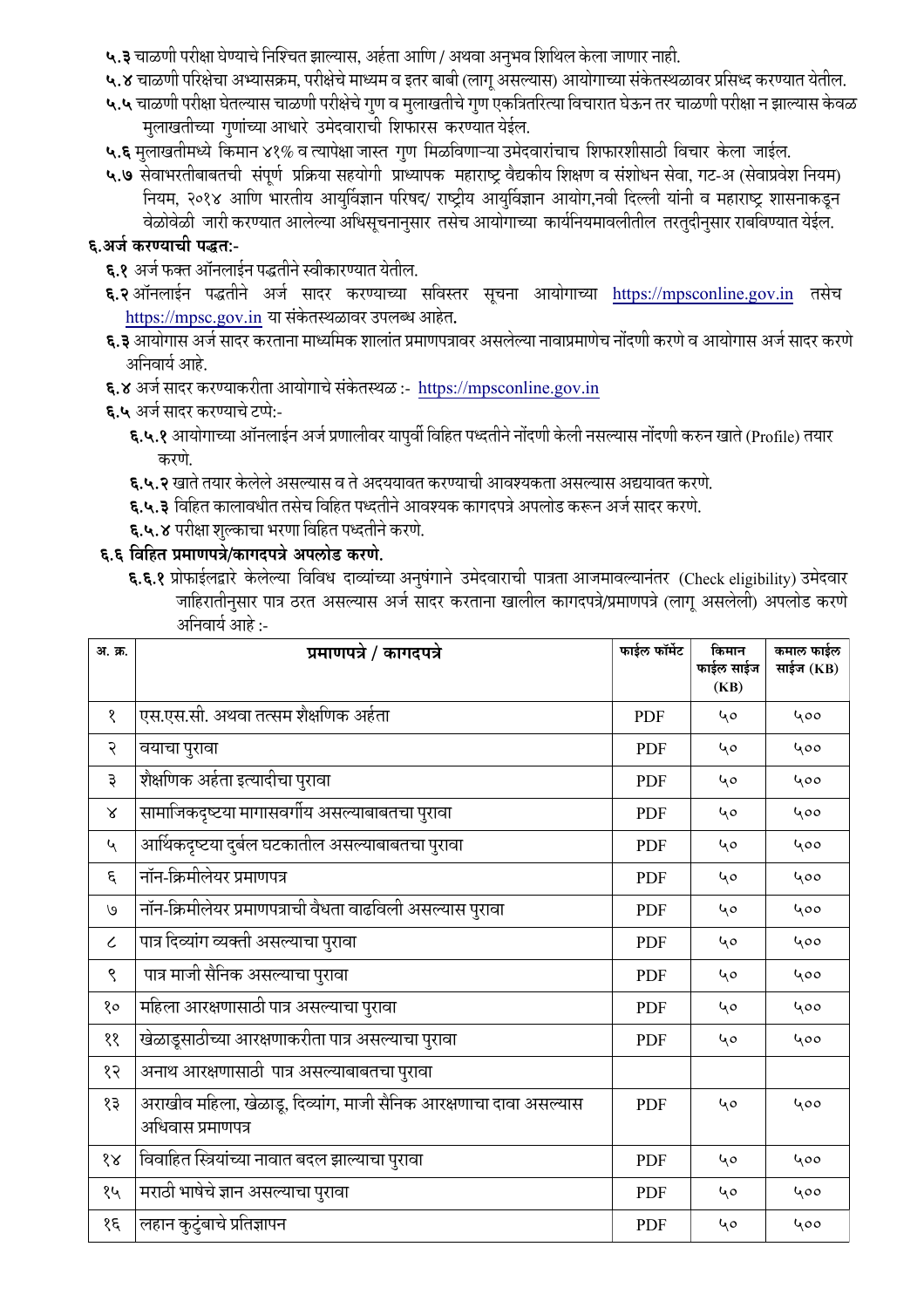५.३ चाळणी परीक्षा घेण्याचे निश्चित झाल्यास, अर्हता आणि / अथवा अनुभव शिथिल केला जाणार नाही.

५.४ चाळणी परिक्षेचा अभ्यासक्रम, परीक्षेचे माध्यम व इतर बाबी (लागू असल्यास) आयोगाच्या संकेतस्थळावर प्रसिध्द करण्यात येतील.

५.५ चाळणी परीक्षा घेतल्यास चाळणी परीक्षेचे गुण व मुलाखतीचे गुण एकत्रितरित्या विचारात घेऊन तर चाळणी परीक्षा न झाल्यास केवळ मुलाखतीच्या गुणांच्या आधारे उमेदवाराची शिफारस करण्यात येईल.

५.६ मुलाखतीमध्ये किमान ४१% व त्यापेक्षा जास्त गुण मिळविणाऱ्या उमेदवारांचाच शिफारशीसाठी विचार केला जाईल.

५.७ सेवाभरतीबाबतची संपूर्ण प्रक्रिया सहयोगी प्राध्यापक महाराष्ट्र वैद्यकीय शिक्षण व संशोधन सेवा, गट-अ (सेवाप्रवेश नियम) नियम, २०१४ आणि भारतीय आयुर्विज्ञान परिषद/ राष्ट्रीय आयुर्विज्ञान आयोग,नवी दिल्ली यांनी व महाराष्ट्र शासनाकडून वेळोवेळी जारी करण्यात आलेल्या अधिसूचनानुसार तसेच आयोगाच्या कार्यनियमावलीतील तरतुदीनुसार राबविण्यात येईल.

## ६.अर्ज करण्याची पद्धत:-

६.१ अर्ज फक्त ऑनलाईन पद्धतीने स्वीकारण्यात येतील.

६.२ ऑनलाईन पद्धतीने अर्ज सादर करण्याच्या सविस्तर सूचना आयोगाच्या https://mpsconline.gov.in तसेच https://mpsc.gov.in या संकेतस्थळावर उपलब्ध आहेत.

६.३ आयोगास अर्ज सादर करताना माध्यमिक शालांत प्रमाणपत्रावर असलेल्या नावाप्रमाणेच नोंदणी करणे व आयोगास अर्ज सादर करणे अनिवार्य आहे.

६.४ अर्ज सादर करण्याकरीता आयोगाचे संकेतस्थळ :- https://mpsconline.gov.in

६.५ अर्ज सादर करण्याचे टप्पे:-

६.५.१ आयोगाच्या ऑनलाईन अर्ज प्रणालीवर यापुर्वी विहित पध्दतीने नोंदणी केली नसल्यास नोंदणी करुन खाते (Profile) तयार करणे.

६.५.२ खाते तयार केलेले असल्यास व ते अदययावत करण्याची आवश्यकता असल्यास अद्ययावत करणे.

६.५.३ विहित कालावधीत तसेच विहित पध्दतीने आवश्यक कागदपत्रे अपलोड करून अर्ज सादर करणे.

६.५.४ परीक्षा शुल्काचा भरणा विहित पध्दतीने करणे.

### ६.६ विहित प्रमाणपत्रे/कागदपत्रे अपलोड करणे.

६.६.१ प्रोफाईलद्वारे केलेल्या विविध दाव्यांच्या अनुषंगाने उमेदवाराची पात्रता आजमावल्यानंतर (Check eligibility) उमेदवार जाहिरातीनुसार पात्र ठरत असल्यास अर्ज सादर करताना खालील कागदपत्रे/प्रमाणपत्रे (लागू असलेली) अपलोड करणे अनिवार्य आहे :-

| अ. क्र. | प्रमाणपत्रे / कागदपत्रे | फाईल फॉर्मेट | किमान फाईल साईज (KB) | कमाल फाईल साईज (KB) |
|---|---|---|---|---|
| १ | एस.एस.सी. अथवा तत्सम शैक्षणिक अर्हता | PDF | ५० | ५०० |
| २ | वयाचा पुरावा | PDF | ५० | ५०० |
| ३ | शैक्षणिक अर्हता इत्यादीचा पुरावा | PDF | ५० | ५०० |
| ४ | सामाजिकदृष्टया मागासवर्गीय असल्याबाबतचा पुरावा | PDF | ५० | ५०० |
| ५ | आर्थिकदृष्टया दुर्बल घटकातील असल्याबाबतचा पुरावा | PDF | ५० | ५०० |
| ६ | नॉन-क्रिमीलेयर प्रमाणपत्र | PDF | ५० | ५०० |
| ७ | नॉन-क्रिमीलेयर प्रमाणपत्राची वैधता वाढविली असल्यास पुरावा | PDF | ५० | ५०० |
| ८ | पात्र दिव्यांग व्यक्ती असल्याचा पुरावा | PDF | ५० | ५०० |
| ९ | पात्र माजी सैनिक असल्याचा पुरावा | PDF | ५० | ५०० |
| १० | महिला आरक्षणासाठी पात्र असल्याचा पुरावा | PDF | ५० | ५०० |
| ११ | खेळाडूसाठीच्या आरक्षणाकरीता पात्र असल्याचा पुरावा | PDF | ५० | ५०० |
| १२ | अनाथ आरक्षणासाठी पात्र असल्याबाबतचा पुरावा | | | |
| १३ | अराखीव महिला, खेळाडू, दिव्यांग, माजी सैनिक आरक्षणाचा दावा असल्यास अधिवास प्रमाणपत्र | PDF | ५० | ५०० |
| १४ | विवाहित स्त्रियांच्या नावात बदल झाल्याचा पुरावा | PDF | ५० | ५०० |
| १५ | मराठी भाषेचे ज्ञान असल्याचा पुरावा | PDF | ५० | ५०० |
| १६ | लहान कुटुंबाचे प्रतिज्ञापन | PDF | ५० | ५०० |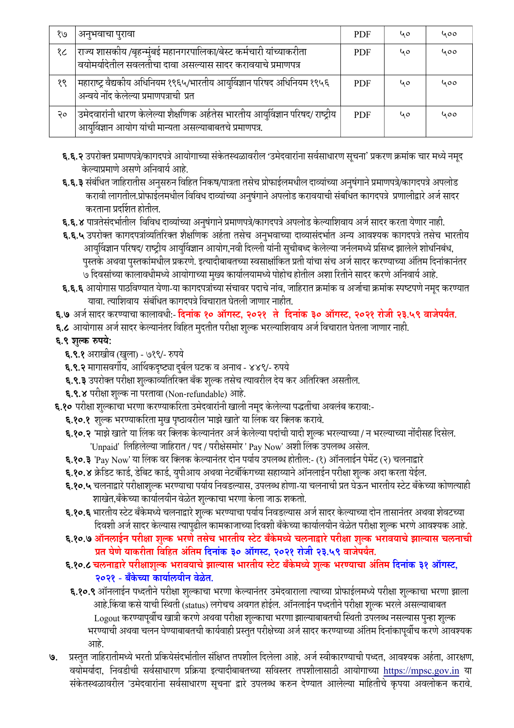| | | | | |
|---|---|---|---|---|
| १७ | अनुभवाचा पुरावा | PDF | ५० | ५०० |
| १८ | राज्य शासकीय /बृहन्मुंबई महानगरपालिका/बेस्ट कर्मचारी यांच्याकरीता वयोमर्यादेतील सवलतीचा दावा असल्यास सादर करावयाचे प्रमाणपत्र | PDF | ५० | ५०० |
| १९ | महाराष्ट्र वैद्यकीय अधिनियम १९६५/भारतीय आर्युविज्ञान परिषद अधिनियम १९५६ अन्वये नोंद केलेल्या प्रमाणपत्राची प्रत | PDF | ५० | ५०० |
| २० | उमेदवारांनी धारण केलेल्या शैक्षणिक अर्हतेस भारतीय आर्युविज्ञान परिषद/ राष्ट्रीय आर्युविज्ञान आयोग यांची मान्यता असल्याबाबतचे प्रमाणपत्र. | PDF | ५० | ५०० |

**६.६.२** उपरोक्त प्रमाणपत्रे/कागदपत्रे आयोगाच्या संकेतस्थळावरील 'उमेदवारांना सर्वसाधारण सूचना' प्रकरण क्रमांक चार मध्ये नमूद केल्याप्रमाणे असणे अनिवार्य आहे.

**६.६.३** संबंधित जाहिरातीस अनुसरुन विहित निकष/पात्रता तसेच प्रोफाईलमधील दाव्यांच्या अनुषंगाने प्रमाणपत्रे/कागदपत्रे अपलोड करावी लागतील.प्रोफाईलमधील विविध दाव्यांच्या अनुषंगाने अपलोड करावयाची संबंधित कागदपत्रे प्रणालीद्वारे अर्ज सादर करताना प्रदर्शित होतील.

**६.६.४** पात्रतेसंदर्भातील विविध दाव्यांच्या अनुषंगाने प्रमाणपत्रे/कागदपत्रे अपलोड केल्याशिवाय अर्ज सादर करता येणार नाही.

**६.६.५** उपरोक्त कागदपत्रांव्यतिरिक्त शैक्षणिक अर्हता तसेच अनुभवाच्या दाव्यासंदर्भात अन्य आवश्यक कागदपत्रे तसेच भारतीय आर्युविज्ञान परिषद/ राष्ट्रीय आर्युविज्ञान आयोग,नवी दिल्ली यांनी सुचीबध्द केलेल्या जर्नलमध्ये प्रसिध्द झालेले शोधनिबंध, पुस्तके अथवा पुस्तकांमधील प्रकरणे. इत्यादीबाबतच्या स्वसाक्षांकित प्रती यांचा संच अर्ज सादर करण्याच्या अंतिम दिनांकानंतर ७ दिवसांच्या कालावधीमध्ये आयोगाच्या मुख्य कार्यालयामध्ये पोहोच होतील अशा रितीने सादर करणे अनिवार्य आहे.

**६.६.६** आयोगास पाठविण्यात येणा-या कागदपत्रांच्या संचावर पदाचे नांव, जाहिरात क्रमांक व अर्जाचा क्रमांक स्पष्टपणे नमूद करण्यात यावा. त्याशिवाय संबंधित कागदपत्रे विचारात घेतली जाणार नाहीत.

**६.७** अर्ज सादर करण्याचा कालावधी:- **दिनांक १० ऑगस्ट, २०२१ ते दिनांक ३० ऑगस्ट, २०२१ रोजी २३.५९ वाजेपर्यंत.**

**६.८** आयोगास अर्ज सादर केल्यानंतर विहित मुदतीत परीक्षा शुल्क भरल्याशिवाय अर्ज विचारात घेतला जाणार नाही.

**६.९ शुल्क रुपये:**

**६.९.१** अराखीव (खुला) - ७१९/- रुपये

**६.९.२** मागासवर्गीय, आर्थिकदृष्ट्या दुर्बल घटक व अनाथ - ४४९/- रुपये

**६.९.३** उपरोक्त परीक्षा शुल्काव्यतिरिक्त बँक शुल्क तसेच त्यावरील देय कर अतिरिक्त असतील.

**६.९.४** परीक्षा शुल्क ना परतावा (Non-refundable) आहे.

**६.१०** परीक्षा शुल्काचा भरणा करण्याकरिता उमेदवारांनी खाली नमूद केलेल्या पद्धतींचा अवलंब करावा:-

**६.१०.१** शुल्क भरण्याकरिता मुख पृष्ठावरील 'माझे खाते' या लिंक वर क्लिक करावे.

**६.१०.२** 'माझे खाते' या लिंक वर क्लिक केल्यानंतर अर्ज केलेल्या पदांची यादी शुल्क भरल्याच्या / न भरल्याच्या नोंदीसह दिसेल. 'Unpaid' लिहिलेल्या जाहिरात / पद / परीक्षेसमोर ' Pay Now' अशी लिंक उपलब्ध असेल.

**६.१०.३** 'Pay Now' या लिंक वर क्लिक केल्यानंतर दोन पर्याय उपलब्ध होतील:- (१) ऑनलाईन पेमेंट (२) चलनाद्वारे

**६.१०.४** क्रेडिट कार्ड, डेबिट कार्ड, युपीआय अथवा नेटबँकिंगच्या सहाय्याने ऑनलाईन परीक्षा शुल्क अदा करता येईल.

**६.१०.५** चलनाद्वारे परीक्षाशुल्क भरण्याचा पर्याय निवडल्यास, उपलब्ध होणा-या चलनाची प्रत घेऊन भारतीय स्टेट बँकेच्या कोणत्याही शाखेत,बँकेच्या कार्यालयीन वेळेत शुल्काचा भरणा केला जाऊ शकतो.

**६.१०.६** भारतीय स्टेट बँकेमध्ये चलनाद्वारे शुल्क भरण्याचा पर्याय निवडल्यास अर्ज सादर केल्याच्या दोन तासानंतर अथवा शेवटच्या दिवशी अर्ज सादर केल्यास त्यापुढील कामकाजाच्या दिवशी बँकेच्या कार्यालयीन वेळेत परीक्षा शुल्क भरणे आवश्यक आहे.

**६.१०.७ ऑनलाईन परीक्षा शुल्क भरणे तसेच भारतीय स्टेट बँकेमध्ये चलनाद्वारे परीक्षा शुल्क भरावयाचे झाल्यास चलनाची प्रत घेणे याकरीता विहित अंतिम दिनांक ३० ऑगस्ट, २०२१ रोजी २३.५९ वाजेपर्यंत.**

**६.१०.८ चलनाद्वारे परीक्षाशुल्क भरावयाचे झाल्यास भारतीय स्टेट बँकेमध्ये शुल्क भरण्याचा अंतिम दिनांक ३१ ऑगस्ट, २०२१ - बँकेच्या कार्यालयीन वेळेत.**

**६.१०.९** ऑनलाईन पध्दतीने परीक्षा शुल्काचा भरणा केल्यानंतर उमेदवाराला त्याच्या प्रोफाईलमध्ये परीक्षा शुल्काचा भरणा झाला आहे.किंवा कसे याची स्थिती (status) लगेचच अवगत होईल. ऑनलाईन पध्दतीने परीक्षा शुल्क भरले असल्याबाबत Logout करण्यापूर्वीच खात्री करणे अथवा परीक्षा शुल्काचा भरणा झाल्याबाबतची स्थिती उपलब्ध नसल्यास पुन्हा शुल्क भरण्याची अथवा चलन घेण्याबाबतची कार्यवाही प्रस्तुत परीक्षेच्या अर्ज सादर करण्याच्या अंतिम दिनांकापूर्वीच करणे आवश्यक आहे.

**७.** प्रस्तुत जाहिरातीमध्ये भरती प्रकियेसंदर्भातील संक्षिप्त तपशील दिलेला आहे. अर्ज स्वीकारण्याची पध्दत, आवश्यक अर्हता, आरक्षण, वयोमर्यादा, निवडीची सर्वसाधारण प्रक्रिया इत्यादीबाबतच्या सविस्तर तपशीलासाठी आयोगाच्या https://mpsc.gov.in या संकेतस्थळावरील 'उमेदवारांना सर्वसाधारण सूचना' द्वारे उपलब्ध करुन देण्यात आलेल्या माहितीचे कृपया अवलोकन करावे.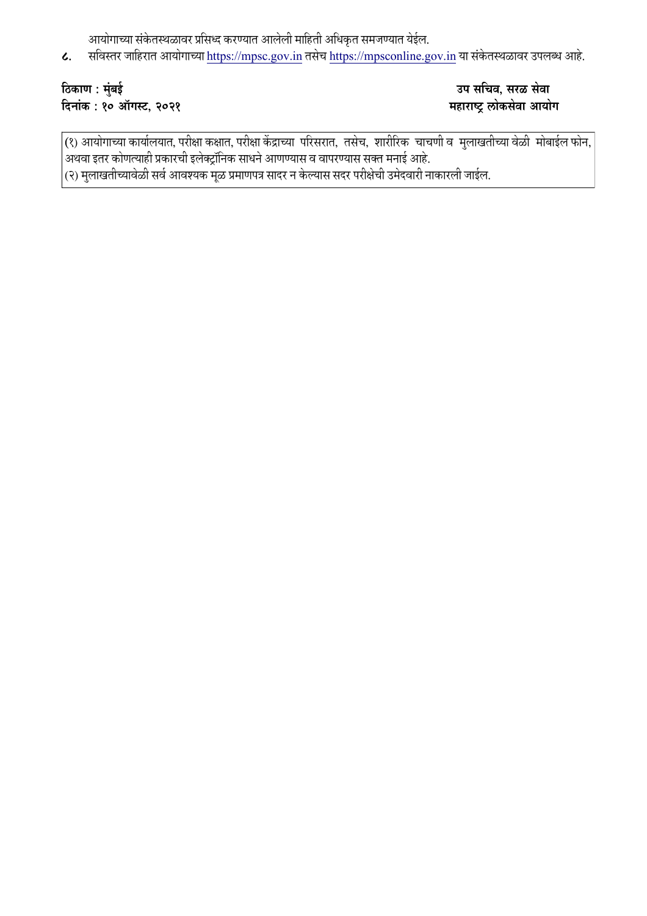आयोगाच्या संकेतस्थळावर प्रसिध्द करण्यात आलेली माहिती अधिकृत समजण्यात येईल.

८. सविस्तर जाहिरात आयोगाच्या https://mpsc.gov.in तसेच https://mpsconline.gov.in या संकेतस्थळावर उपलब्ध आहे.

**ठिकाण : मुंबई**  
**दिनांक : १० ऑगस्ट, २०२१**

**उप सचिव, सरळ सेवा**  
**महाराष्ट्र लोकसेवा आयोग**

(१) आयोगाच्या कार्यालयात, परीक्षा कक्षात, परीक्षा केंद्राच्या परिसरात, तसेच, शारीरिक चाचणी व मुलाखतीच्या वेळी मोबाईल फोन, अथवा इतर कोणत्याही प्रकारची इलेक्ट्रॉनिक साधने आणण्यास व वापरण्यास सक्त मनाई आहे.  
(२) मुलाखतीच्यावेळी सर्व आवश्यक मूळ प्रमाणपत्र सादर न केल्यास सदर परीक्षेची उमेदवारी नाकारली जाईल.